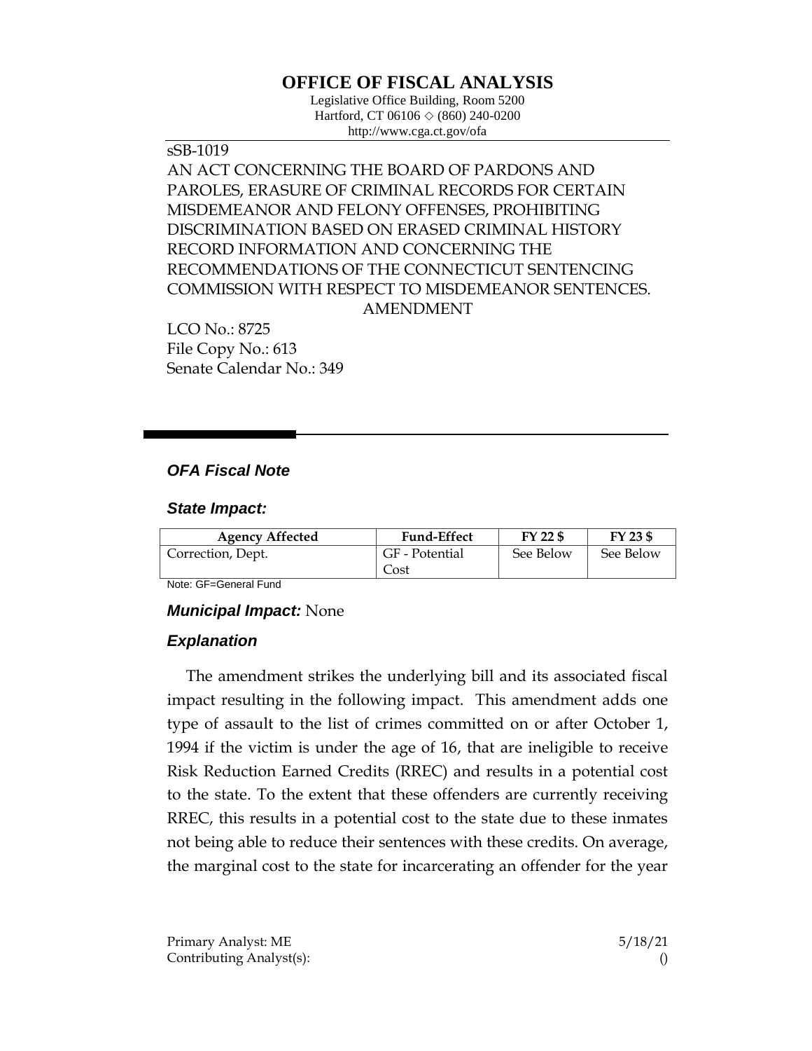# OFFICE OF FISCAL ANALYSIS

Legislative Office Building, Room 5200
Hartford, CT 06106 ◇ (860) 240-0200
http://www.cga.ct.gov/ofa

sSB-1019
AN ACT CONCERNING THE BOARD OF PARDONS AND PAROLES, ERASURE OF CRIMINAL RECORDS FOR CERTAIN MISDEMEANOR AND FELONY OFFENSES, PROHIBITING DISCRIMINATION BASED ON ERASED CRIMINAL HISTORY RECORD INFORMATION AND CONCERNING THE RECOMMENDATIONS OF THE CONNECTICUT SENTENCING COMMISSION WITH RESPECT TO MISDEMEANOR SENTENCES.
AMENDMENT

LCO No.: 8725
File Copy No.: 613
Senate Calendar No.: 349

## *OFA Fiscal Note*

### *State Impact:*

| Agency Affected | Fund-Effect | FY 22 $ | FY 23 $ |
| --- | --- | --- | --- |
| Correction, Dept. | GF - Potential Cost | See Below | See Below |

Note: GF=General Fund

### *Municipal Impact:* None

### *Explanation*

The amendment strikes the underlying bill and its associated fiscal impact resulting in the following impact. This amendment adds one type of assault to the list of crimes committed on or after October 1, 1994 if the victim is under the age of 16, that are ineligible to receive Risk Reduction Earned Credits (RREC) and results in a potential cost to the state. To the extent that these offenders are currently receiving RREC, this results in a potential cost to the state due to these inmates not being able to reduce their sentences with these credits. On average, the marginal cost to the state for incarcerating an offender for the year

Primary Analyst: ME
Contributing Analyst(s):

5/18/21
()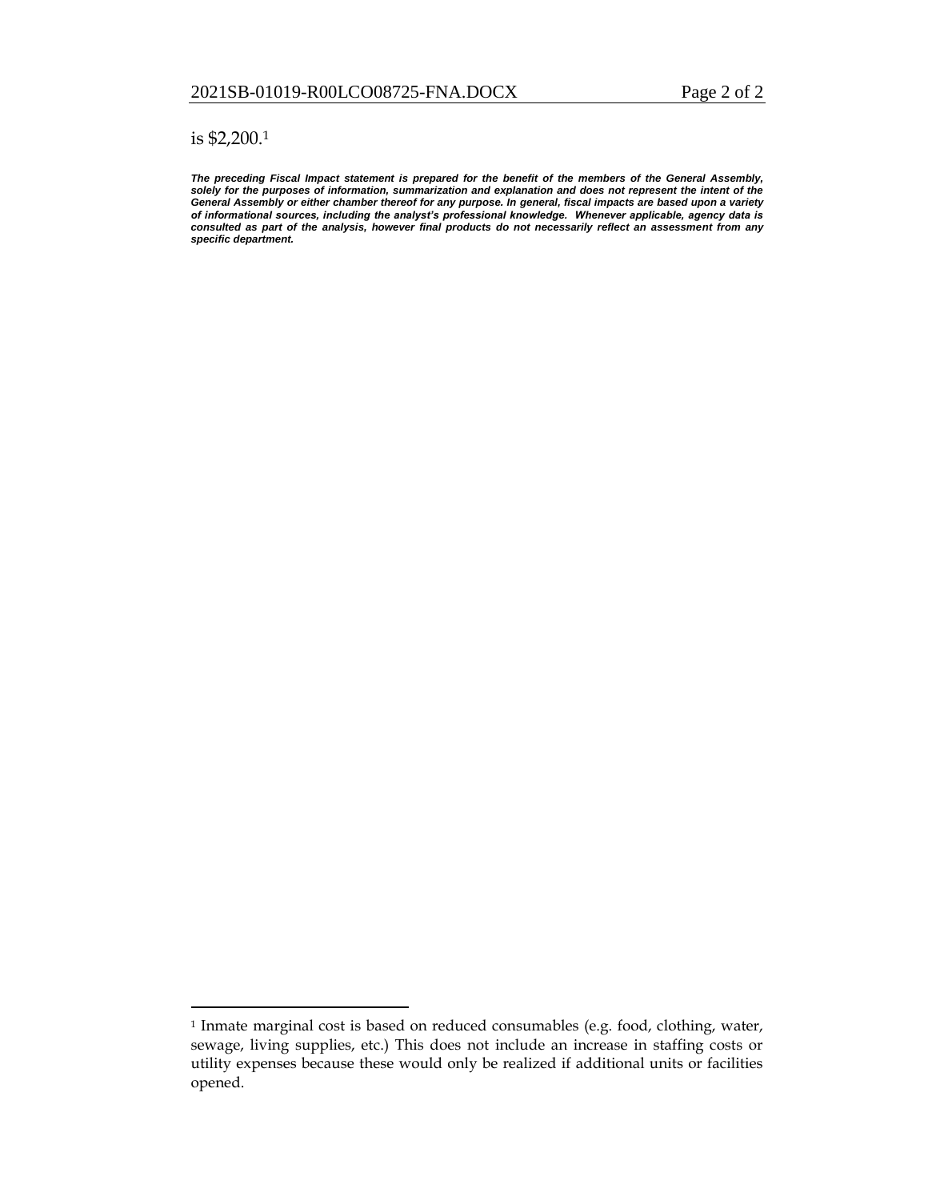is $2,200.[1]

***The preceding Fiscal Impact statement is prepared for the benefit of the members of the General Assembly, solely for the purposes of information, summarization and explanation and does not represent the intent of the General Assembly or either chamber thereof for any purpose. In general, fiscal impacts are based upon a variety of informational sources, including the analyst's professional knowledge. Whenever applicable, agency data is consulted as part of the analysis, however final products do not necessarily reflect an assessment from any specific department.***

[1] Inmate marginal cost is based on reduced consumables (e.g. food, clothing, water, sewage, living supplies, etc.) This does not include an increase in staffing costs or utility expenses because these would only be realized if additional units or facilities opened.